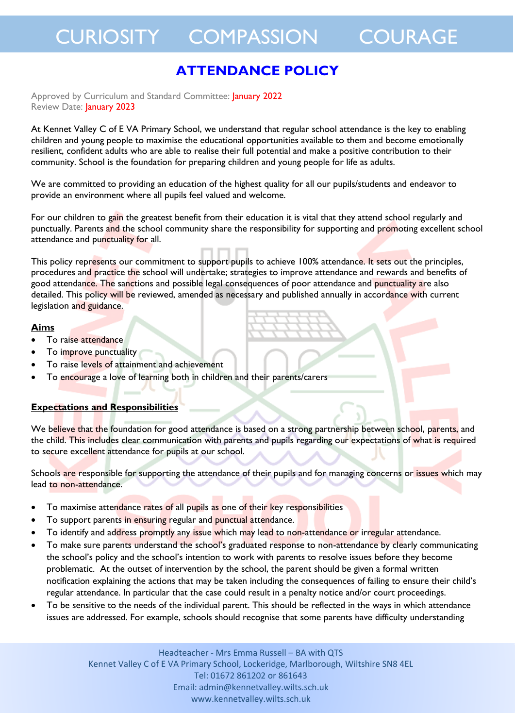CURIOSITY COMPASSION COURAGE

# ATTENDANCE POLICY

Approved by Curriculum and Standard Committee: January 2022
Review Date: January 2023

At Kennet Valley C of E VA Primary School, we understand that regular school attendance is the key to enabling children and young people to maximise the educational opportunities available to them and become emotionally resilient, confident adults who are able to realise their full potential and make a positive contribution to their community. School is the foundation for preparing children and young people for life as adults.

We are committed to providing an education of the highest quality for all our pupils/students and endeavor to provide an environment where all pupils feel valued and welcome.

For our children to gain the greatest benefit from their education it is vital that they attend school regularly and punctually. Parents and the school community share the responsibility for supporting and promoting excellent school attendance and punctuality for all.

This policy represents our commitment to support pupils to achieve 100% attendance. It sets out the principles, procedures and practice the school will undertake; strategies to improve attendance and rewards and benefits of good attendance. The sanctions and possible legal consequences of poor attendance and punctuality are also detailed. This policy will be reviewed, amended as necessary and published annually in accordance with current legislation and guidance.

## Aims

- To raise attendance
- To improve punctuality
- To raise levels of attainment and achievement
- To encourage a love of learning both in children and their parents/carers

## Expectations and Responsibilities

We believe that the foundation for good attendance is based on a strong partnership between school, parents, and the child. This includes clear communication with parents and pupils regarding our expectations of what is required to secure excellent attendance for pupils at our school.

Schools are responsible for supporting the attendance of their pupils and for managing concerns or issues which may lead to non-attendance.

- To maximise attendance rates of all pupils as one of their key responsibilities
- To support parents in ensuring regular and punctual attendance.
- To identify and address promptly any issue which may lead to non-attendance or irregular attendance.
- To make sure parents understand the school's graduated response to non-attendance by clearly communicating the school's policy and the school's intention to work with parents to resolve issues before they become problematic. At the outset of intervention by the school, the parent should be given a formal written notification explaining the actions that may be taken including the consequences of failing to ensure their child's regular attendance. In particular that the case could result in a penalty notice and/or court proceedings.
- To be sensitive to the needs of the individual parent. This should be reflected in the ways in which attendance issues are addressed. For example, schools should recognise that some parents have difficulty understanding

Headteacher - Mrs Emma Russell – BA with QTS
Kennet Valley C of E VA Primary School, Lockeridge, Marlborough, Wiltshire SN8 4EL
Tel: 01672 861202 or 861643
Email: admin@kennetvalley.wilts.sch.uk
www.kennetvalley.wilts.sch.uk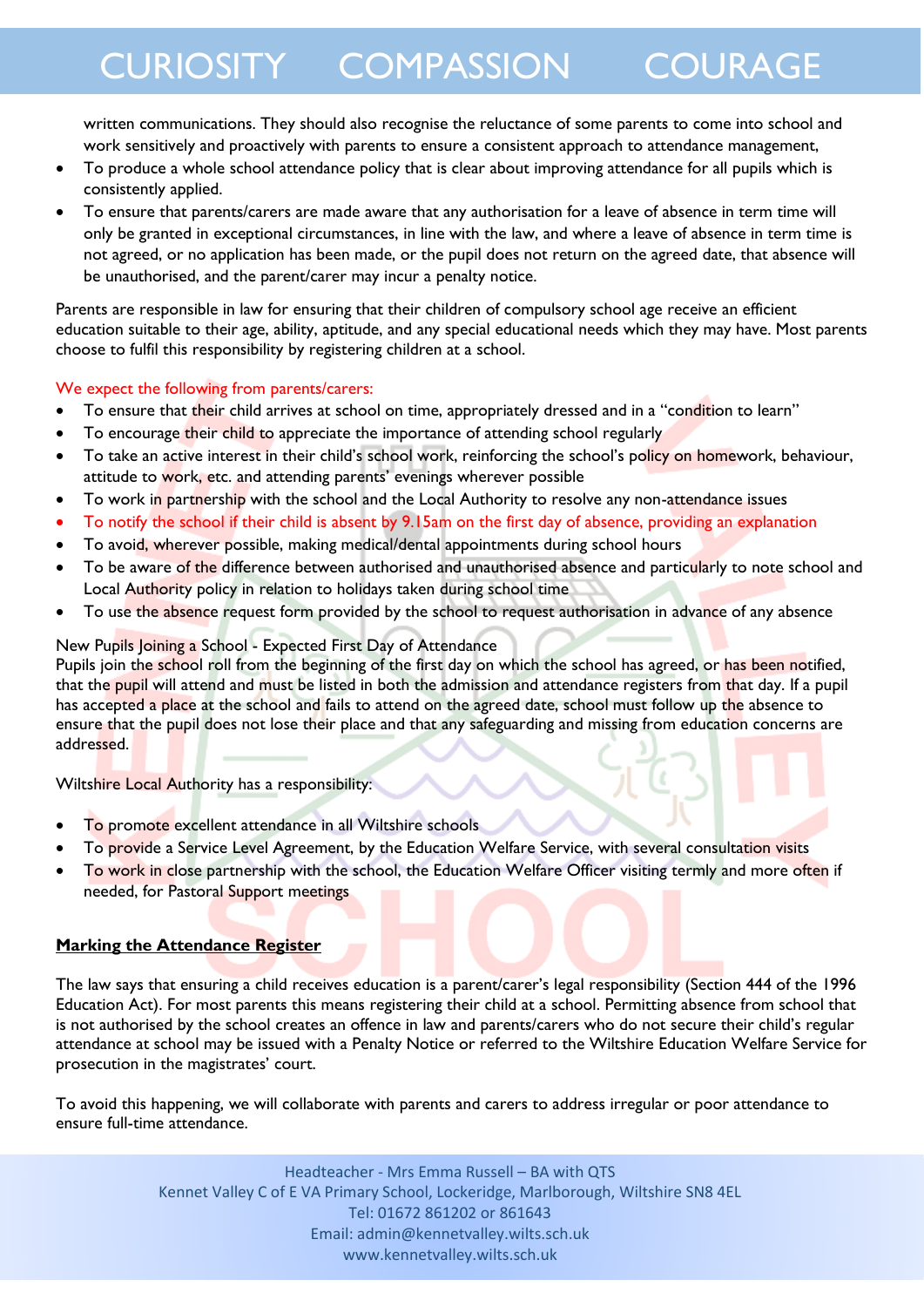written communications. They should also recognise the reluctance of some parents to come into school and work sensitively and proactively with parents to ensure a consistent approach to attendance management,

- To produce a whole school attendance policy that is clear about improving attendance for all pupils which is consistently applied.
- To ensure that parents/carers are made aware that any authorisation for a leave of absence in term time will only be granted in exceptional circumstances, in line with the law, and where a leave of absence in term time is not agreed, or no application has been made, or the pupil does not return on the agreed date, that absence will be unauthorised, and the parent/carer may incur a penalty notice.

Parents are responsible in law for ensuring that their children of compulsory school age receive an efficient education suitable to their age, ability, aptitude, and any special educational needs which they may have. Most parents choose to fulfil this responsibility by registering children at a school.

We expect the following from parents/carers:

- To ensure that their child arrives at school on time, appropriately dressed and in a "condition to learn"
- To encourage their child to appreciate the importance of attending school regularly
- To take an active interest in their child's school work, reinforcing the school's policy on homework, behaviour, attitude to work, etc. and attending parents' evenings wherever possible
- To work in partnership with the school and the Local Authority to resolve any non-attendance issues
- To notify the school if their child is absent by 9.15am on the first day of absence, providing an explanation
- To avoid, wherever possible, making medical/dental appointments during school hours
- To be aware of the difference between authorised and unauthorised absence and particularly to note school and Local Authority policy in relation to holidays taken during school time
- To use the absence request form provided by the school to request authorisation in advance of any absence

New Pupils Joining a School - Expected First Day of Attendance

Pupils join the school roll from the beginning of the first day on which the school has agreed, or has been notified, that the pupil will attend and must be listed in both the admission and attendance registers from that day. If a pupil has accepted a place at the school and fails to attend on the agreed date, school must follow up the absence to ensure that the pupil does not lose their place and that any safeguarding and missing from education concerns are addressed.

Wiltshire Local Authority has a responsibility:

- To promote excellent attendance in all Wiltshire schools
- To provide a Service Level Agreement, by the Education Welfare Service, with several consultation visits
- To work in close partnership with the school, the Education Welfare Officer visiting termly and more often if needed, for Pastoral Support meetings

## Marking the Attendance Register

The law says that ensuring a child receives education is a parent/carer's legal responsibility (Section 444 of the 1996 Education Act). For most parents this means registering their child at a school. Permitting absence from school that is not authorised by the school creates an offence in law and parents/carers who do not secure their child's regular attendance at school may be issued with a Penalty Notice or referred to the Wiltshire Education Welfare Service for prosecution in the magistrates' court.

To avoid this happening, we will collaborate with parents and carers to address irregular or poor attendance to ensure full-time attendance.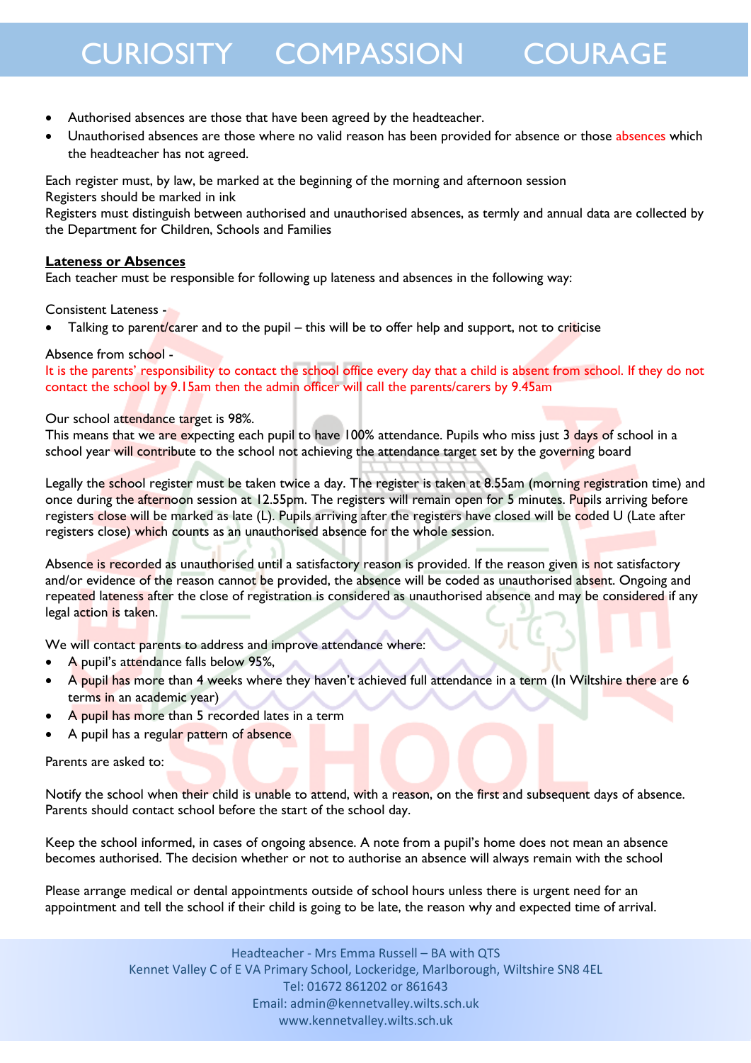- Authorised absences are those that have been agreed by the headteacher.
- Unauthorised absences are those where no valid reason has been provided for absence or those absences which the headteacher has not agreed.

Each register must, by law, be marked at the beginning of the morning and afternoon session
Registers should be marked in ink
Registers must distinguish between authorised and unauthorised absences, as termly and annual data are collected by the Department for Children, Schools and Families

**Lateness or Absences**

Each teacher must be responsible for following up lateness and absences in the following way:

Consistent Lateness -

- Talking to parent/carer and to the pupil – this will be to offer help and support, not to criticise

Absence from school -
It is the parents' responsibility to contact the school office every day that a child is absent from school. If they do not contact the school by 9.15am then the admin officer will call the parents/carers by 9.45am

Our school attendance target is 98%.
This means that we are expecting each pupil to have 100% attendance. Pupils who miss just 3 days of school in a school year will contribute to the school not achieving the attendance target set by the governing board

Legally the school register must be taken twice a day. The register is taken at 8.55am (morning registration time) and once during the afternoon session at 12.55pm. The registers will remain open for 5 minutes. Pupils arriving before registers close will be marked as late (L). Pupils arriving after the registers have closed will be coded U (Late after registers close) which counts as an unauthorised absence for the whole session.

Absence is recorded as unauthorised until a satisfactory reason is provided. If the reason given is not satisfactory and/or evidence of the reason cannot be provided, the absence will be coded as unauthorised absent. Ongoing and repeated lateness after the close of registration is considered as unauthorised absence and may be considered if any legal action is taken.

We will contact parents to address and improve attendance where:

- A pupil's attendance falls below 95%,
- A pupil has more than 4 weeks where they haven't achieved full attendance in a term (In Wiltshire there are 6 terms in an academic year)
- A pupil has more than 5 recorded lates in a term
- A pupil has a regular pattern of absence

Parents are asked to:

Notify the school when their child is unable to attend, with a reason, on the first and subsequent days of absence. Parents should contact school before the start of the school day.

Keep the school informed, in cases of ongoing absence. A note from a pupil's home does not mean an absence becomes authorised. The decision whether or not to authorise an absence will always remain with the school

Please arrange medical or dental appointments outside of school hours unless there is urgent need for an appointment and tell the school if their child is going to be late, the reason why and expected time of arrival.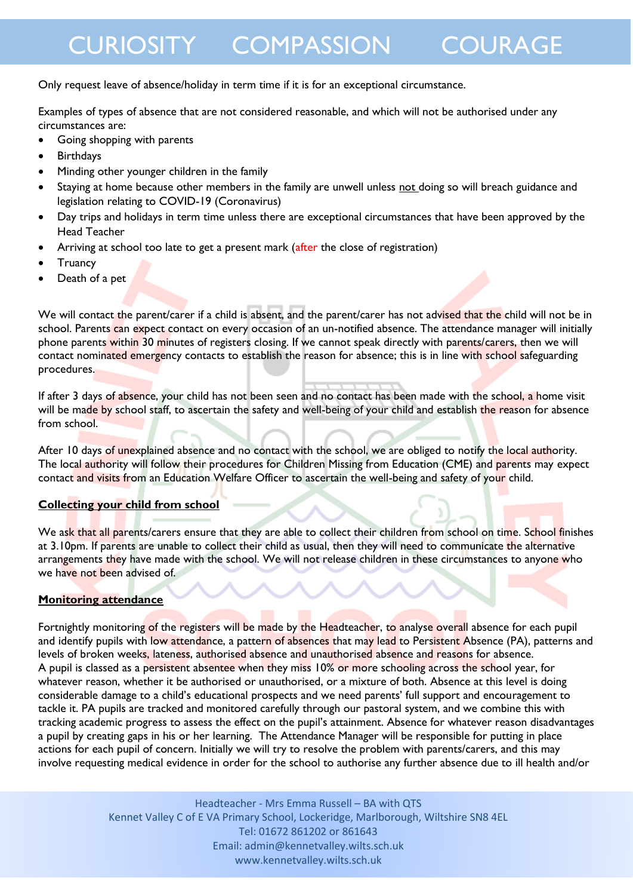Only request leave of absence/holiday in term time if it is for an exceptional circumstance.

Examples of types of absence that are not considered reasonable, and which will not be authorised under any circumstances are:

- Going shopping with parents
- Birthdays
- Minding other younger children in the family
- Staying at home because other members in the family are unwell unless not doing so will breach guidance and legislation relating to COVID-19 (Coronavirus)
- Day trips and holidays in term time unless there are exceptional circumstances that have been approved by the Head Teacher
- Arriving at school too late to get a present mark (after the close of registration)
- Truancy
- Death of a pet

We will contact the parent/carer if a child is absent, and the parent/carer has not advised that the child will not be in school. Parents can expect contact on every occasion of an un-notified absence. The attendance manager will initially phone parents within 30 minutes of registers closing. If we cannot speak directly with parents/carers, then we will contact nominated emergency contacts to establish the reason for absence; this is in line with school safeguarding procedures.

If after 3 days of absence, your child has not been seen and no contact has been made with the school, a home visit will be made by school staff, to ascertain the safety and well-being of your child and establish the reason for absence from school.

After 10 days of unexplained absence and no contact with the school, we are obliged to notify the local authority. The local authority will follow their procedures for Children Missing from Education (CME) and parents may expect contact and visits from an Education Welfare Officer to ascertain the well-being and safety of your child.

**Collecting your child from school**

We ask that all parents/carers ensure that they are able to collect their children from school on time. School finishes at 3.10pm. If parents are unable to collect their child as usual, then they will need to communicate the alternative arrangements they have made with the school. We will not release children in these circumstances to anyone who we have not been advised of.

**Monitoring attendance**

Fortnightly monitoring of the registers will be made by the Headteacher, to analyse overall absence for each pupil and identify pupils with low attendance, a pattern of absences that may lead to Persistent Absence (PA), patterns and levels of broken weeks, lateness, authorised absence and unauthorised absence and reasons for absence.
A pupil is classed as a persistent absentee when they miss 10% or more schooling across the school year, for whatever reason, whether it be authorised or unauthorised, or a mixture of both. Absence at this level is doing considerable damage to a child's educational prospects and we need parents' full support and encouragement to tackle it. PA pupils are tracked and monitored carefully through our pastoral system, and we combine this with tracking academic progress to assess the effect on the pupil's attainment. Absence for whatever reason disadvantages a pupil by creating gaps in his or her learning. The Attendance Manager will be responsible for putting in place actions for each pupil of concern. Initially we will try to resolve the problem with parents/carers, and this may involve requesting medical evidence in order for the school to authorise any further absence due to ill health and/or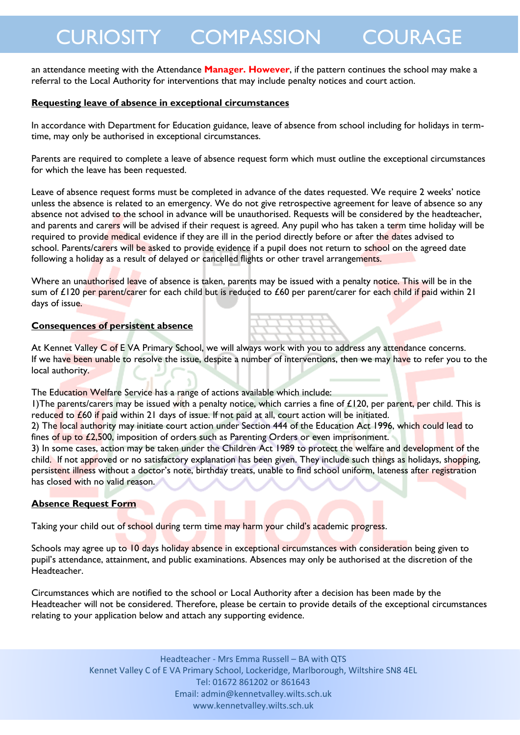an attendance meeting with the Attendance **Manager. However**, if the pattern continues the school may make a referral to the Local Authority for interventions that may include penalty notices and court action.

**Requesting leave of absence in exceptional circumstances**

In accordance with Department for Education guidance, leave of absence from school including for holidays in term-time, may only be authorised in exceptional circumstances.

Parents are required to complete a leave of absence request form which must outline the exceptional circumstances for which the leave has been requested.

Leave of absence request forms must be completed in advance of the dates requested. We require 2 weeks' notice unless the absence is related to an emergency. We do not give retrospective agreement for leave of absence so any absence not advised to the school in advance will be unauthorised. Requests will be considered by the headteacher, and parents and carers will be advised if their request is agreed. Any pupil who has taken a term time holiday will be required to provide medical evidence if they are ill in the period directly before or after the dates advised to school. Parents/carers will be asked to provide evidence if a pupil does not return to school on the agreed date following a holiday as a result of delayed or cancelled flights or other travel arrangements.

Where an unauthorised leave of absence is taken, parents may be issued with a penalty notice. This will be in the sum of £120 per parent/carer for each child but is reduced to £60 per parent/carer for each child if paid within 21 days of issue.

**Consequences of persistent absence**

At Kennet Valley C of E VA Primary School, we will always work with you to address any attendance concerns. If we have been unable to resolve the issue, despite a number of interventions, then we may have to refer you to the local authority.

The Education Welfare Service has a range of actions available which include:
1)The parents/carers may be issued with a penalty notice, which carries a fine of £120, per parent, per child. This is reduced to £60 if paid within 21 days of issue. If not paid at all, court action will be initiated.
2) The local authority may initiate court action under Section 444 of the Education Act 1996, which could lead to fines of up to £2,500, imposition of orders such as Parenting Orders or even imprisonment.
3) In some cases, action may be taken under the Children Act 1989 to protect the welfare and development of the child. If not approved or no satisfactory explanation has been given. They include such things as holidays, shopping, persistent illness without a doctor's note, birthday treats, unable to find school uniform, lateness after registration has closed with no valid reason.

**Absence Request Form**

Taking your child out of school during term time may harm your child's academic progress.

Schools may agree up to 10 days holiday absence in exceptional circumstances with consideration being given to pupil's attendance, attainment, and public examinations. Absences may only be authorised at the discretion of the Headteacher.

Circumstances which are notified to the school or Local Authority after a decision has been made by the Headteacher will not be considered. Therefore, please be certain to provide details of the exceptional circumstances relating to your application below and attach any supporting evidence.